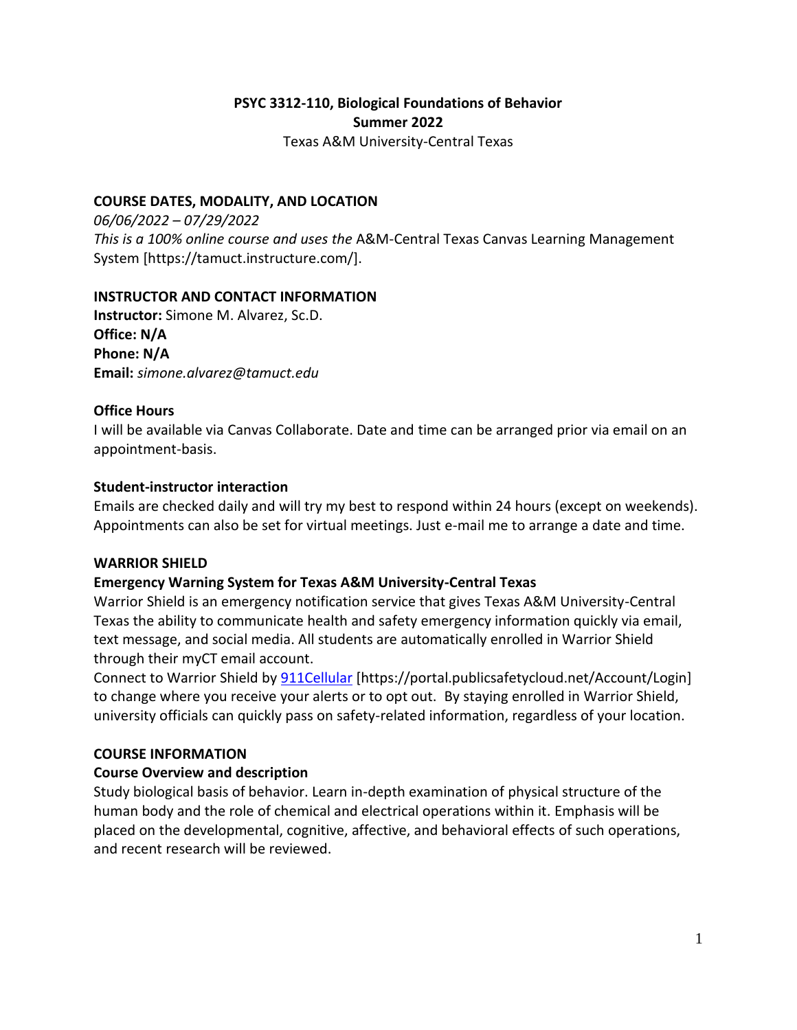# PSYC 3312-110, Biological Foundations of Behavior
## Summer 2022
Texas A&M University-Central Texas

## COURSE DATES, MODALITY, AND LOCATION

*06/06/2022 – 07/29/2022*
*This is a 100% online course and uses the* A&M-Central Texas Canvas Learning Management System [https://tamuct.instructure.com/].

## INSTRUCTOR AND CONTACT INFORMATION

**Instructor:** Simone M. Alvarez, Sc.D.
**Office: N/A**
**Phone: N/A**
**Email:** *simone.alvarez@tamuct.edu*

### Office Hours

I will be available via Canvas Collaborate. Date and time can be arranged prior via email on an appointment-basis.

### Student-instructor interaction

Emails are checked daily and will try my best to respond within 24 hours (except on weekends). Appointments can also be set for virtual meetings. Just e-mail me to arrange a date and time.

## WARRIOR SHIELD

### Emergency Warning System for Texas A&M University-Central Texas

Warrior Shield is an emergency notification service that gives Texas A&M University-Central Texas the ability to communicate health and safety emergency information quickly via email, text message, and social media. All students are automatically enrolled in Warrior Shield through their myCT email account.

Connect to Warrior Shield by 911Cellular [https://portal.publicsafetycloud.net/Account/Login] to change where you receive your alerts or to opt out. By staying enrolled in Warrior Shield, university officials can quickly pass on safety-related information, regardless of your location.

## COURSE INFORMATION

### Course Overview and description

Study biological basis of behavior. Learn in-depth examination of physical structure of the human body and the role of chemical and electrical operations within it. Emphasis will be placed on the developmental, cognitive, affective, and behavioral effects of such operations, and recent research will be reviewed.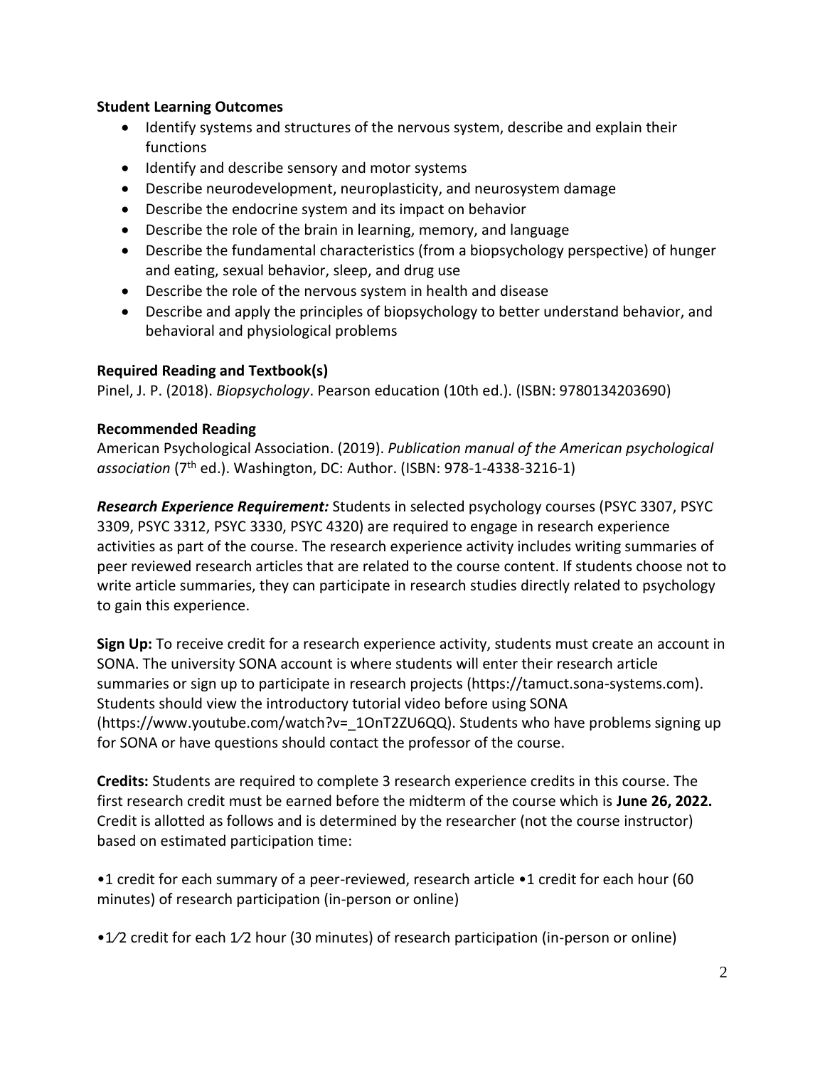**Student Learning Outcomes**

- Identify systems and structures of the nervous system, describe and explain their functions
- Identify and describe sensory and motor systems
- Describe neurodevelopment, neuroplasticity, and neurosystem damage
- Describe the endocrine system and its impact on behavior
- Describe the role of the brain in learning, memory, and language
- Describe the fundamental characteristics (from a biopsychology perspective) of hunger and eating, sexual behavior, sleep, and drug use
- Describe the role of the nervous system in health and disease
- Describe and apply the principles of biopsychology to better understand behavior, and behavioral and physiological problems

**Required Reading and Textbook(s)**

Pinel, J. P. (2018). *Biopsychology*. Pearson education (10th ed.). (ISBN: 9780134203690)

**Recommended Reading**

American Psychological Association. (2019). *Publication manual of the American psychological association* (7th ed.). Washington, DC: Author. (ISBN: 978-1-4338-3216-1)

***Research Experience Requirement:*** Students in selected psychology courses (PSYC 3307, PSYC 3309, PSYC 3312, PSYC 3330, PSYC 4320) are required to engage in research experience activities as part of the course. The research experience activity includes writing summaries of peer reviewed research articles that are related to the course content. If students choose not to write article summaries, they can participate in research studies directly related to psychology to gain this experience.

**Sign Up:** To receive credit for a research experience activity, students must create an account in SONA. The university SONA account is where students will enter their research article summaries or sign up to participate in research projects (https://tamuct.sona-systems.com). Students should view the introductory tutorial video before using SONA (https://www.youtube.com/watch?v=_1OnT2ZU6QQ). Students who have problems signing up for SONA or have questions should contact the professor of the course.

**Credits:** Students are required to complete 3 research experience credits in this course. The first research credit must be earned before the midterm of the course which is **June 26, 2022.** Credit is allotted as follows and is determined by the researcher (not the course instructor) based on estimated participation time:

•1 credit for each summary of a peer-reviewed, research article •1 credit for each hour (60 minutes) of research participation (in-person or online)

•1⁄2 credit for each 1⁄2 hour (30 minutes) of research participation (in-person or online)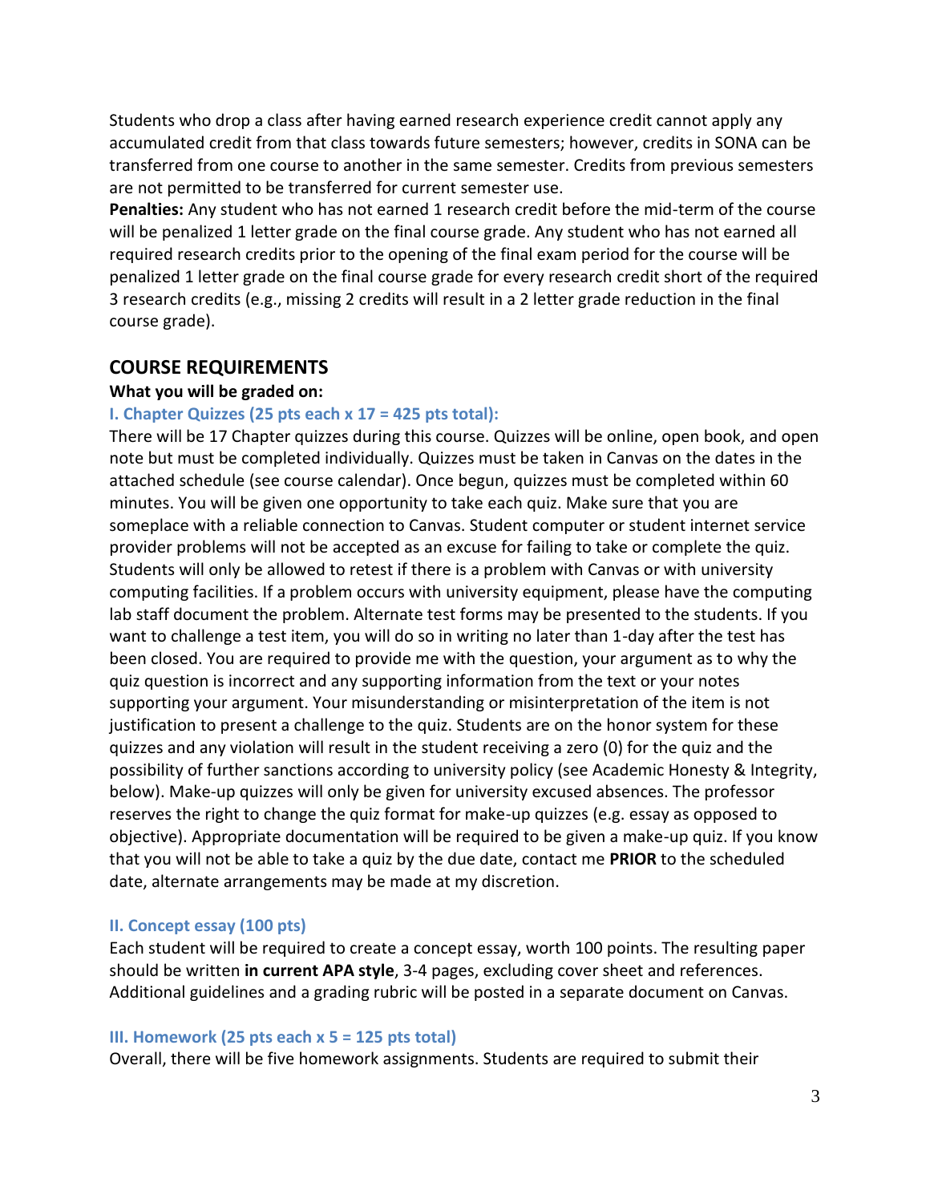Students who drop a class after having earned research experience credit cannot apply any accumulated credit from that class towards future semesters; however, credits in SONA can be transferred from one course to another in the same semester. Credits from previous semesters are not permitted to be transferred for current semester use.

**Penalties:** Any student who has not earned 1 research credit before the mid-term of the course will be penalized 1 letter grade on the final course grade. Any student who has not earned all required research credits prior to the opening of the final exam period for the course will be penalized 1 letter grade on the final course grade for every research credit short of the required 3 research credits (e.g., missing 2 credits will result in a 2 letter grade reduction in the final course grade).

## COURSE REQUIREMENTS

**What you will be graded on:**

### I. Chapter Quizzes (25 pts each x 17 = 425 pts total):

There will be 17 Chapter quizzes during this course. Quizzes will be online, open book, and open note but must be completed individually. Quizzes must be taken in Canvas on the dates in the attached schedule (see course calendar). Once begun, quizzes must be completed within 60 minutes. You will be given one opportunity to take each quiz. Make sure that you are someplace with a reliable connection to Canvas. Student computer or student internet service provider problems will not be accepted as an excuse for failing to take or complete the quiz. Students will only be allowed to retest if there is a problem with Canvas or with university computing facilities. If a problem occurs with university equipment, please have the computing lab staff document the problem. Alternate test forms may be presented to the students. If you want to challenge a test item, you will do so in writing no later than 1-day after the test has been closed. You are required to provide me with the question, your argument as to why the quiz question is incorrect and any supporting information from the text or your notes supporting your argument. Your misunderstanding or misinterpretation of the item is not justification to present a challenge to the quiz. Students are on the honor system for these quizzes and any violation will result in the student receiving a zero (0) for the quiz and the possibility of further sanctions according to university policy (see Academic Honesty & Integrity, below). Make-up quizzes will only be given for university excused absences. The professor reserves the right to change the quiz format for make-up quizzes (e.g. essay as opposed to objective). Appropriate documentation will be required to be given a make-up quiz. If you know that you will not be able to take a quiz by the due date, contact me **PRIOR** to the scheduled date, alternate arrangements may be made at my discretion.

### II. Concept essay (100 pts)

Each student will be required to create a concept essay, worth 100 points. The resulting paper should be written **in current APA style**, 3-4 pages, excluding cover sheet and references. Additional guidelines and a grading rubric will be posted in a separate document on Canvas.

### III. Homework (25 pts each x 5 = 125 pts total)

Overall, there will be five homework assignments. Students are required to submit their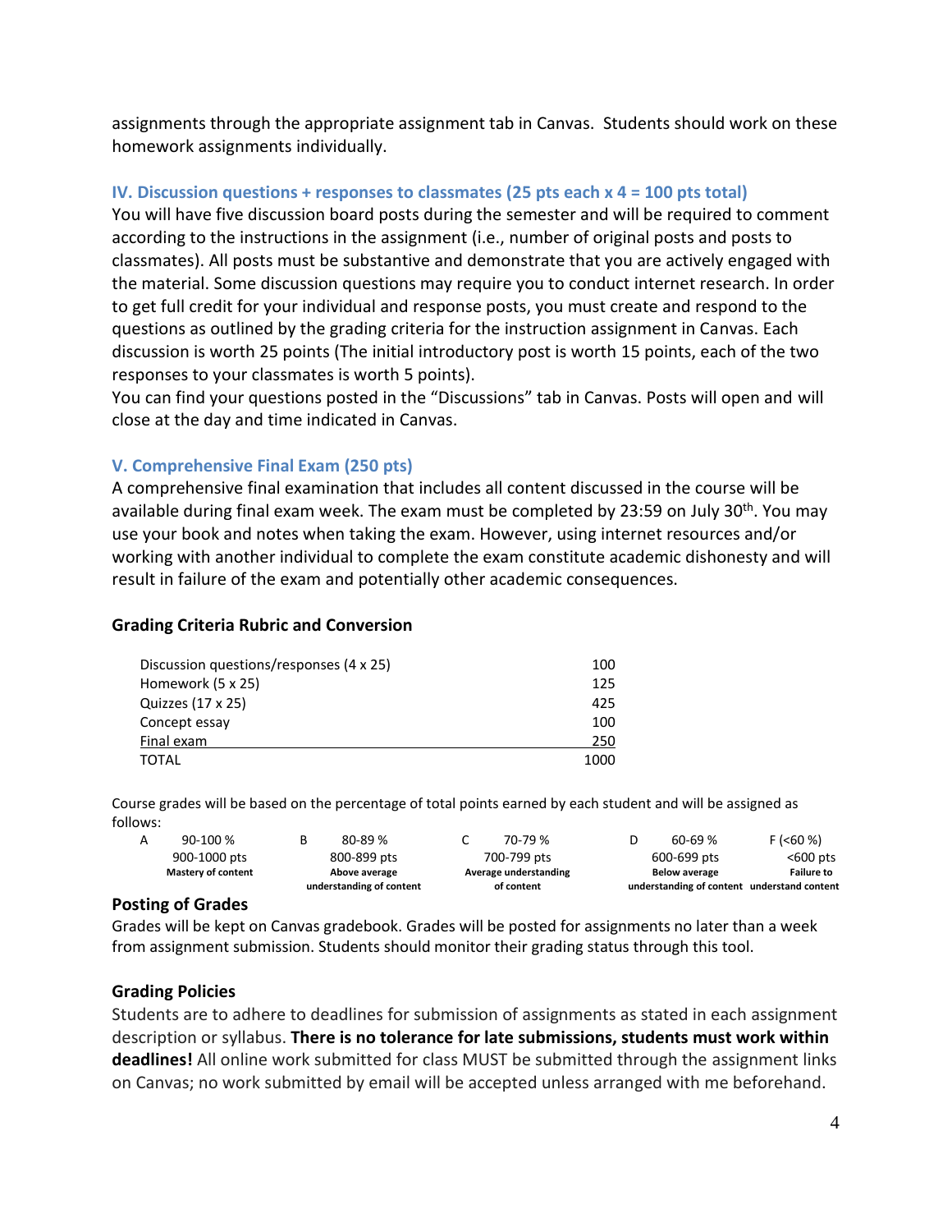assignments through the appropriate assignment tab in Canvas. Students should work on these homework assignments individually.

### IV. Discussion questions + responses to classmates (25 pts each x 4 = 100 pts total)

You will have five discussion board posts during the semester and will be required to comment according to the instructions in the assignment (i.e., number of original posts and posts to classmates). All posts must be substantive and demonstrate that you are actively engaged with the material. Some discussion questions may require you to conduct internet research. In order to get full credit for your individual and response posts, you must create and respond to the questions as outlined by the grading criteria for the instruction assignment in Canvas. Each discussion is worth 25 points (The initial introductory post is worth 15 points, each of the two responses to your classmates is worth 5 points).

You can find your questions posted in the "Discussions" tab in Canvas. Posts will open and will close at the day and time indicated in Canvas.

### V. Comprehensive Final Exam (250 pts)

A comprehensive final examination that includes all content discussed in the course will be available during final exam week. The exam must be completed by 23:59 on July 30th. You may use your book and notes when taking the exam. However, using internet resources and/or working with another individual to complete the exam constitute academic dishonesty and will result in failure of the exam and potentially other academic consequences.

### Grading Criteria Rubric and Conversion

| | |
|---|---|
| Discussion questions/responses (4 x 25) | 100 |
| Homework (5 x 25) | 125 |
| Quizzes (17 x 25) | 425 |
| Concept essay | 100 |
| Final exam | 250 |
| TOTAL | 1000 |

Course grades will be based on the percentage of total points earned by each student and will be assigned as follows:

| A | B | C | D | F |
|---|---|---|---|---|
| 90-100 % | 80-89 % | 70-79 % | 60-69 % | (<60 %) |
| 900-1000 pts | 800-899 pts | 700-799 pts | 600-699 pts | <600 pts |
| **Mastery of content** | **Above average understanding of content** | **Average understanding of content** | **Below average understanding of content** | **Failure to understand content** |

### Posting of Grades

Grades will be kept on Canvas gradebook. Grades will be posted for assignments no later than a week from assignment submission. Students should monitor their grading status through this tool.

### Grading Policies

Students are to adhere to deadlines for submission of assignments as stated in each assignment description or syllabus. **There is no tolerance for late submissions, students must work within deadlines!** All online work submitted for class MUST be submitted through the assignment links on Canvas; no work submitted by email will be accepted unless arranged with me beforehand.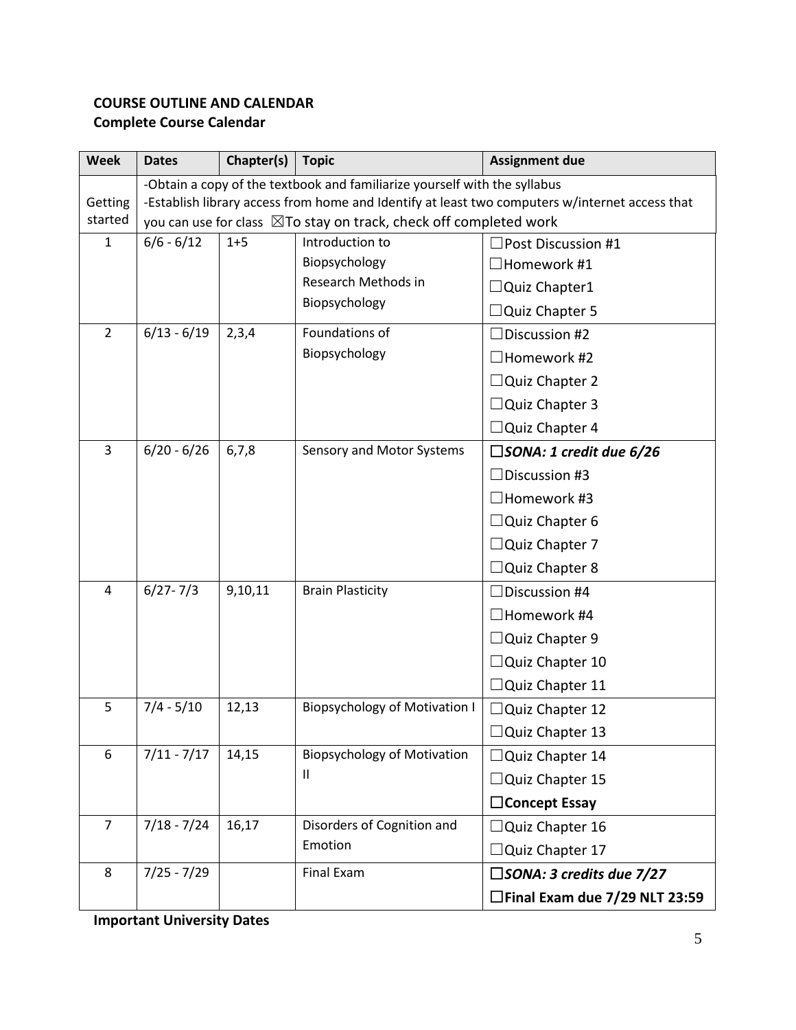**COURSE OUTLINE AND CALENDAR**
**Complete Course Calendar**

| Week | Dates | Chapter(s) | Topic | Assignment due |
|---|---|---|---|---|
| Getting started | -Obtain a copy of the textbook and familiarize yourself with the syllabus<br>-Establish library access from home and Identify at least two computers w/internet access that you can use for class ☒To stay on track, check off completed work | | | |
| 1 | 6/6 - 6/12 | 1+5 | Introduction to Biopsychology<br>Research Methods in Biopsychology | ☐Post Discussion #1<br>☐Homework #1<br>☐Quiz Chapter1<br>☐Quiz Chapter 5 |
| 2 | 6/13 - 6/19 | 2,3,4 | Foundations of Biopsychology | ☐Discussion #2<br>☐Homework #2<br>☐Quiz Chapter 2<br>☐Quiz Chapter 3<br>☐Quiz Chapter 4 |
| 3 | 6/20 - 6/26 | 6,7,8 | Sensory and Motor Systems | ☐***SONA: 1 credit due 6/26***<br>☐Discussion #3<br>☐Homework #3<br>☐Quiz Chapter 6<br>☐Quiz Chapter 7<br>☐Quiz Chapter 8 |
| 4 | 6/27- 7/3 | 9,10,11 | Brain Plasticity | ☐Discussion #4<br>☐Homework #4<br>☐Quiz Chapter 9<br>☐Quiz Chapter 10<br>☐Quiz Chapter 11 |
| 5 | 7/4 - 5/10 | 12,13 | Biopsychology of Motivation I | ☐Quiz Chapter 12<br>☐Quiz Chapter 13 |
| 6 | 7/11 - 7/17 | 14,15 | Biopsychology of Motivation II | ☐Quiz Chapter 14<br>☐Quiz Chapter 15<br>☐**Concept Essay** |
| 7 | 7/18 - 7/24 | 16,17 | Disorders of Cognition and Emotion | ☐Quiz Chapter 16<br>☐Quiz Chapter 17 |
| 8 | 7/25 - 7/29 | | Final Exam | ☐***SONA: 3 credits due 7/27***<br>☐**Final Exam due 7/29 NLT 23:59** |

**Important University Dates**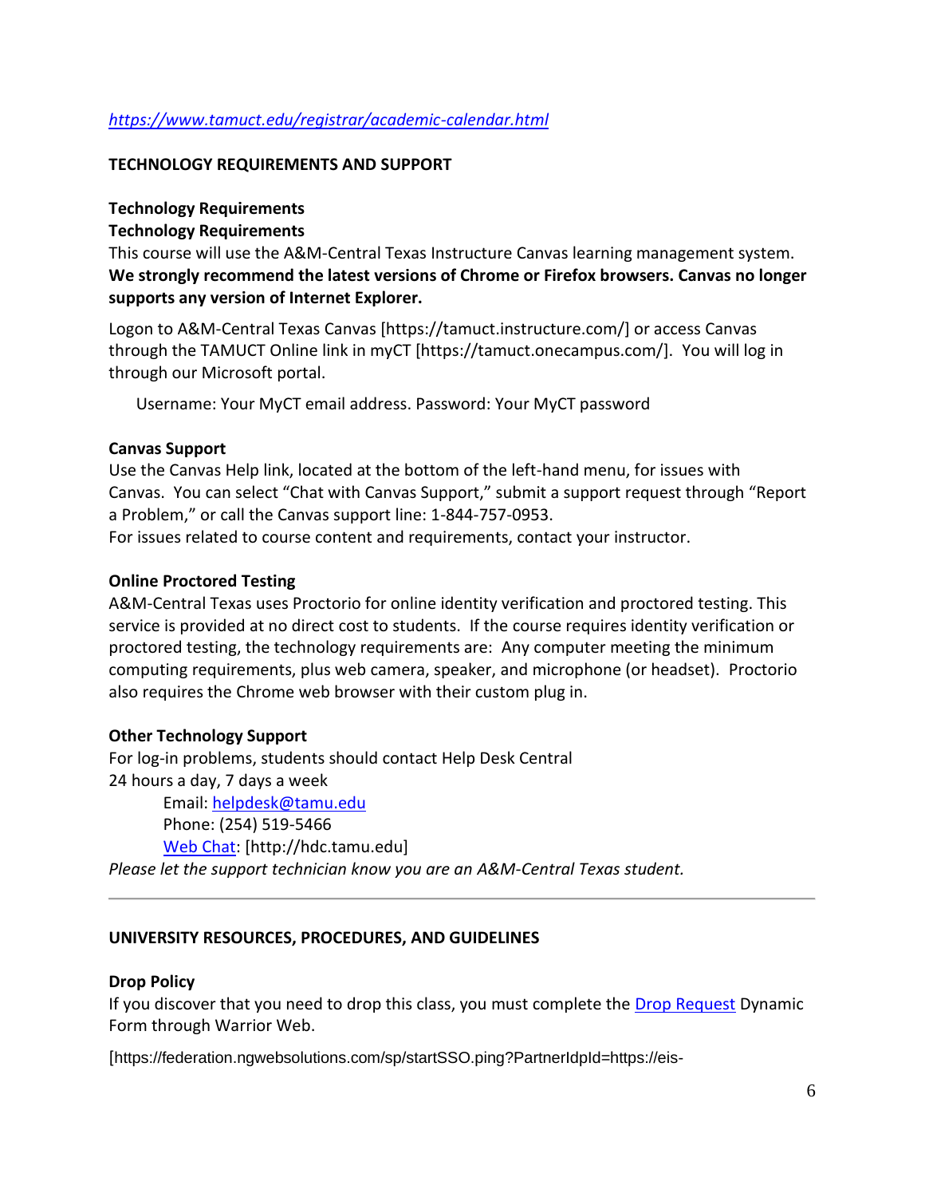*https://www.tamuct.edu/registrar/academic-calendar.html*

## TECHNOLOGY REQUIREMENTS AND SUPPORT

### Technology Requirements

### Technology Requirements

This course will use the A&M-Central Texas Instructure Canvas learning management system. **We strongly recommend the latest versions of Chrome or Firefox browsers. Canvas no longer supports any version of Internet Explorer.**

Logon to A&M-Central Texas Canvas [https://tamuct.instructure.com/] or access Canvas through the TAMUCT Online link in myCT [https://tamuct.onecampus.com/]. You will log in through our Microsoft portal.

Username: Your MyCT email address. Password: Your MyCT password

### Canvas Support

Use the Canvas Help link, located at the bottom of the left-hand menu, for issues with Canvas. You can select "Chat with Canvas Support," submit a support request through "Report a Problem," or call the Canvas support line: 1-844-757-0953.
For issues related to course content and requirements, contact your instructor.

### Online Proctored Testing

A&M-Central Texas uses Proctorio for online identity verification and proctored testing. This service is provided at no direct cost to students. If the course requires identity verification or proctored testing, the technology requirements are: Any computer meeting the minimum computing requirements, plus web camera, speaker, and microphone (or headset). Proctorio also requires the Chrome web browser with their custom plug in.

### Other Technology Support

For log-in problems, students should contact Help Desk Central
24 hours a day, 7 days a week

Email: helpdesk@tamu.edu
Phone: (254) 519-5466
Web Chat: [http://hdc.tamu.edu]

*Please let the support technician know you are an A&M-Central Texas student.*

---

## UNIVERSITY RESOURCES, PROCEDURES, AND GUIDELINES

### Drop Policy

If you discover that you need to drop this class, you must complete the Drop Request Dynamic Form through Warrior Web.

[https://federation.ngwebsolutions.com/sp/startSSO.ping?PartnerIdpId=https://eis-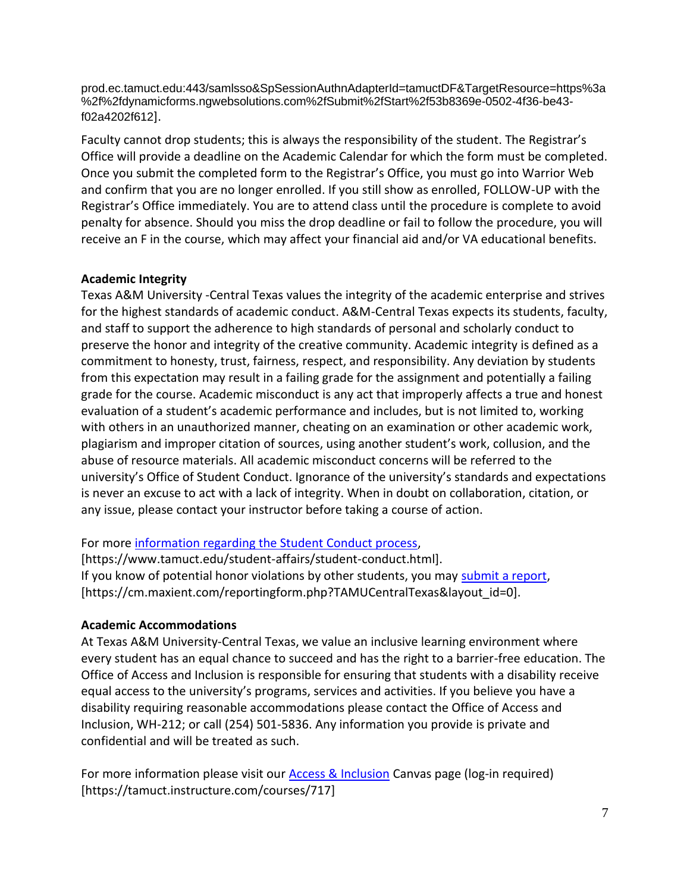prod.ec.tamuct.edu:443/samlsso&SpSessionAuthnAdapterId=tamuctDF&TargetResource=https%3a%2f%2fdynamicforms.ngwebsolutions.com%2fSubmit%2fStart%2f53b8369e-0502-4f36-be43-f02a4202f612].

Faculty cannot drop students; this is always the responsibility of the student. The Registrar's Office will provide a deadline on the Academic Calendar for which the form must be completed. Once you submit the completed form to the Registrar's Office, you must go into Warrior Web and confirm that you are no longer enrolled. If you still show as enrolled, FOLLOW-UP with the Registrar's Office immediately. You are to attend class until the procedure is complete to avoid penalty for absence. Should you miss the drop deadline or fail to follow the procedure, you will receive an F in the course, which may affect your financial aid and/or VA educational benefits.

**Academic Integrity**

Texas A&M University -Central Texas values the integrity of the academic enterprise and strives for the highest standards of academic conduct. A&M-Central Texas expects its students, faculty, and staff to support the adherence to high standards of personal and scholarly conduct to preserve the honor and integrity of the creative community. Academic integrity is defined as a commitment to honesty, trust, fairness, respect, and responsibility. Any deviation by students from this expectation may result in a failing grade for the assignment and potentially a failing grade for the course. Academic misconduct is any act that improperly affects a true and honest evaluation of a student's academic performance and includes, but is not limited to, working with others in an unauthorized manner, cheating on an examination or other academic work, plagiarism and improper citation of sources, using another student's work, collusion, and the abuse of resource materials. All academic misconduct concerns will be referred to the university's Office of Student Conduct. Ignorance of the university's standards and expectations is never an excuse to act with a lack of integrity. When in doubt on collaboration, citation, or any issue, please contact your instructor before taking a course of action.

For more information regarding the Student Conduct process, [https://www.tamuct.edu/student-affairs/student-conduct.html].
If you know of potential honor violations by other students, you may submit a report, [https://cm.maxient.com/reportingform.php?TAMUCentralTexas&layout_id=0].

**Academic Accommodations**

At Texas A&M University-Central Texas, we value an inclusive learning environment where every student has an equal chance to succeed and has the right to a barrier-free education. The Office of Access and Inclusion is responsible for ensuring that students with a disability receive equal access to the university's programs, services and activities. If you believe you have a disability requiring reasonable accommodations please contact the Office of Access and Inclusion, WH-212; or call (254) 501-5836. Any information you provide is private and confidential and will be treated as such.

For more information please visit our Access & Inclusion Canvas page (log-in required) [https://tamuct.instructure.com/courses/717]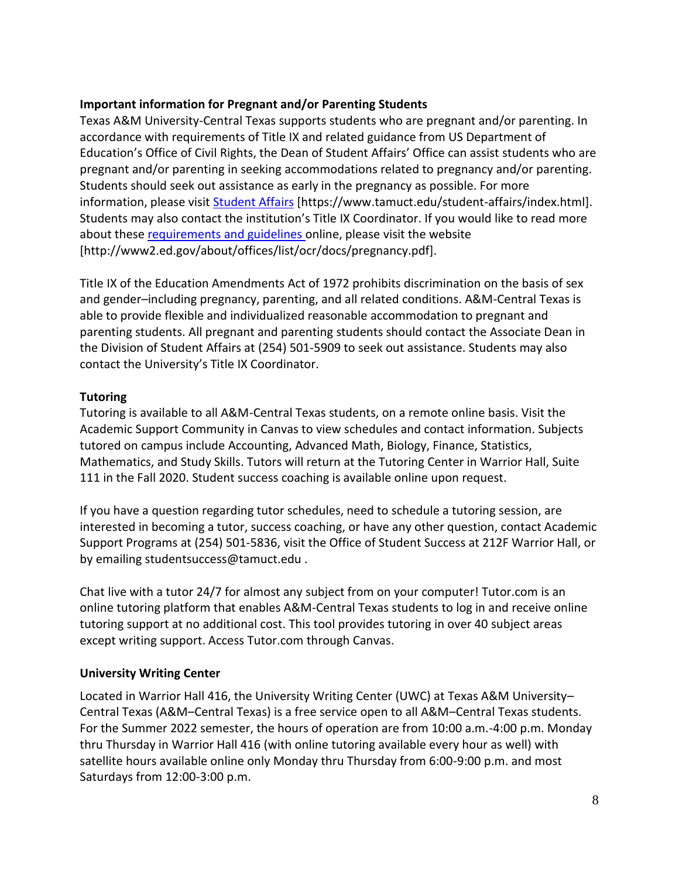**Important information for Pregnant and/or Parenting Students**

Texas A&M University-Central Texas supports students who are pregnant and/or parenting. In accordance with requirements of Title IX and related guidance from US Department of Education's Office of Civil Rights, the Dean of Student Affairs' Office can assist students who are pregnant and/or parenting in seeking accommodations related to pregnancy and/or parenting. Students should seek out assistance as early in the pregnancy as possible. For more information, please visit Student Affairs [https://www.tamuct.edu/student-affairs/index.html]. Students may also contact the institution's Title IX Coordinator. If you would like to read more about these requirements and guidelines online, please visit the website [http://www2.ed.gov/about/offices/list/ocr/docs/pregnancy.pdf].

Title IX of the Education Amendments Act of 1972 prohibits discrimination on the basis of sex and gender–including pregnancy, parenting, and all related conditions. A&M-Central Texas is able to provide flexible and individualized reasonable accommodation to pregnant and parenting students. All pregnant and parenting students should contact the Associate Dean in the Division of Student Affairs at (254) 501-5909 to seek out assistance. Students may also contact the University's Title IX Coordinator.

**Tutoring**

Tutoring is available to all A&M-Central Texas students, on a remote online basis. Visit the Academic Support Community in Canvas to view schedules and contact information. Subjects tutored on campus include Accounting, Advanced Math, Biology, Finance, Statistics, Mathematics, and Study Skills. Tutors will return at the Tutoring Center in Warrior Hall, Suite 111 in the Fall 2020. Student success coaching is available online upon request.

If you have a question regarding tutor schedules, need to schedule a tutoring session, are interested in becoming a tutor, success coaching, or have any other question, contact Academic Support Programs at (254) 501-5836, visit the Office of Student Success at 212F Warrior Hall, or by emailing studentsuccess@tamuct.edu .

Chat live with a tutor 24/7 for almost any subject from on your computer! Tutor.com is an online tutoring platform that enables A&M-Central Texas students to log in and receive online tutoring support at no additional cost. This tool provides tutoring in over 40 subject areas except writing support. Access Tutor.com through Canvas.

**University Writing Center**

Located in Warrior Hall 416, the University Writing Center (UWC) at Texas A&M University–Central Texas (A&M–Central Texas) is a free service open to all A&M–Central Texas students. For the Summer 2022 semester, the hours of operation are from 10:00 a.m.-4:00 p.m. Monday thru Thursday in Warrior Hall 416 (with online tutoring available every hour as well) with satellite hours available online only Monday thru Thursday from 6:00-9:00 p.m. and most Saturdays from 12:00-3:00 p.m.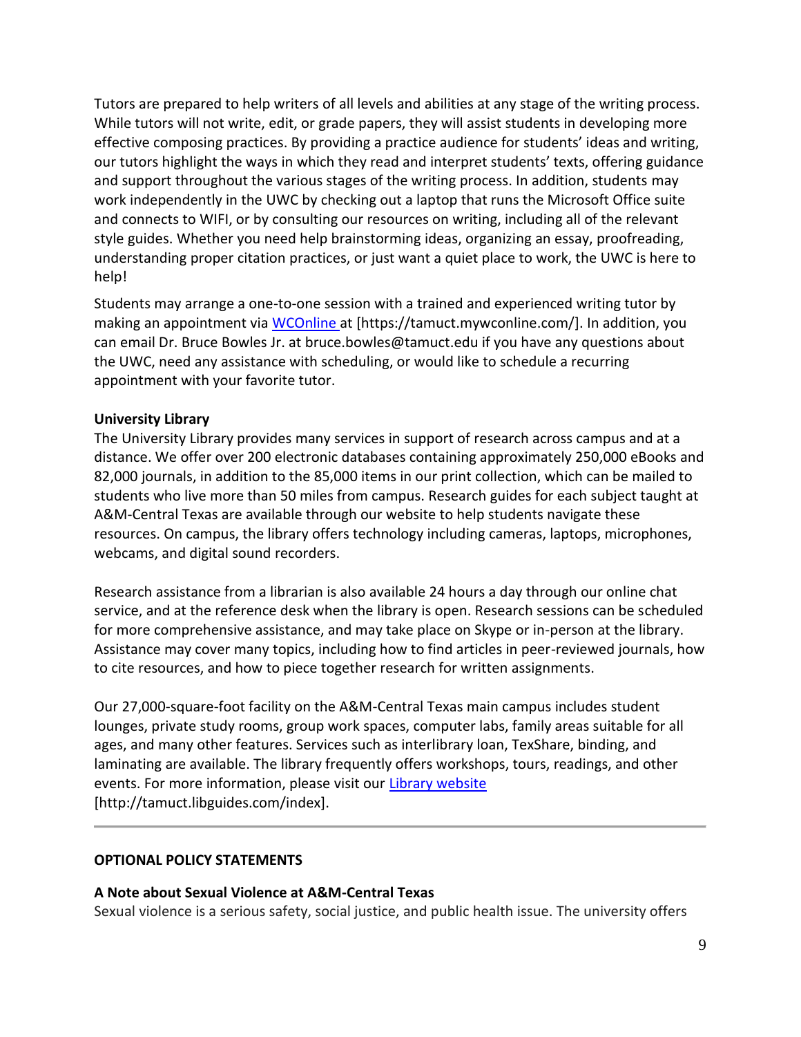Tutors are prepared to help writers of all levels and abilities at any stage of the writing process. While tutors will not write, edit, or grade papers, they will assist students in developing more effective composing practices. By providing a practice audience for students' ideas and writing, our tutors highlight the ways in which they read and interpret students' texts, offering guidance and support throughout the various stages of the writing process. In addition, students may work independently in the UWC by checking out a laptop that runs the Microsoft Office suite and connects to WIFI, or by consulting our resources on writing, including all of the relevant style guides. Whether you need help brainstorming ideas, organizing an essay, proofreading, understanding proper citation practices, or just want a quiet place to work, the UWC is here to help!

Students may arrange a one-to-one session with a trained and experienced writing tutor by making an appointment via [WCOnline](https://tamuct.mywconline.com/) at [https://tamuct.mywconline.com/]. In addition, you can email Dr. Bruce Bowles Jr. at bruce.bowles@tamuct.edu if you have any questions about the UWC, need any assistance with scheduling, or would like to schedule a recurring appointment with your favorite tutor.

**University Library**

The University Library provides many services in support of research across campus and at a distance. We offer over 200 electronic databases containing approximately 250,000 eBooks and 82,000 journals, in addition to the 85,000 items in our print collection, which can be mailed to students who live more than 50 miles from campus. Research guides for each subject taught at A&M-Central Texas are available through our website to help students navigate these resources. On campus, the library offers technology including cameras, laptops, microphones, webcams, and digital sound recorders.

Research assistance from a librarian is also available 24 hours a day through our online chat service, and at the reference desk when the library is open. Research sessions can be scheduled for more comprehensive assistance, and may take place on Skype or in-person at the library. Assistance may cover many topics, including how to find articles in peer-reviewed journals, how to cite resources, and how to piece together research for written assignments.

Our 27,000-square-foot facility on the A&M-Central Texas main campus includes student lounges, private study rooms, group work spaces, computer labs, family areas suitable for all ages, and many other features. Services such as interlibrary loan, TexShare, binding, and laminating are available. The library frequently offers workshops, tours, readings, and other events. For more information, please visit our [Library website](http://tamuct.libguides.com/index) [http://tamuct.libguides.com/index].

---

**OPTIONAL POLICY STATEMENTS**

**A Note about Sexual Violence at A&M-Central Texas**

Sexual violence is a serious safety, social justice, and public health issue. The university offers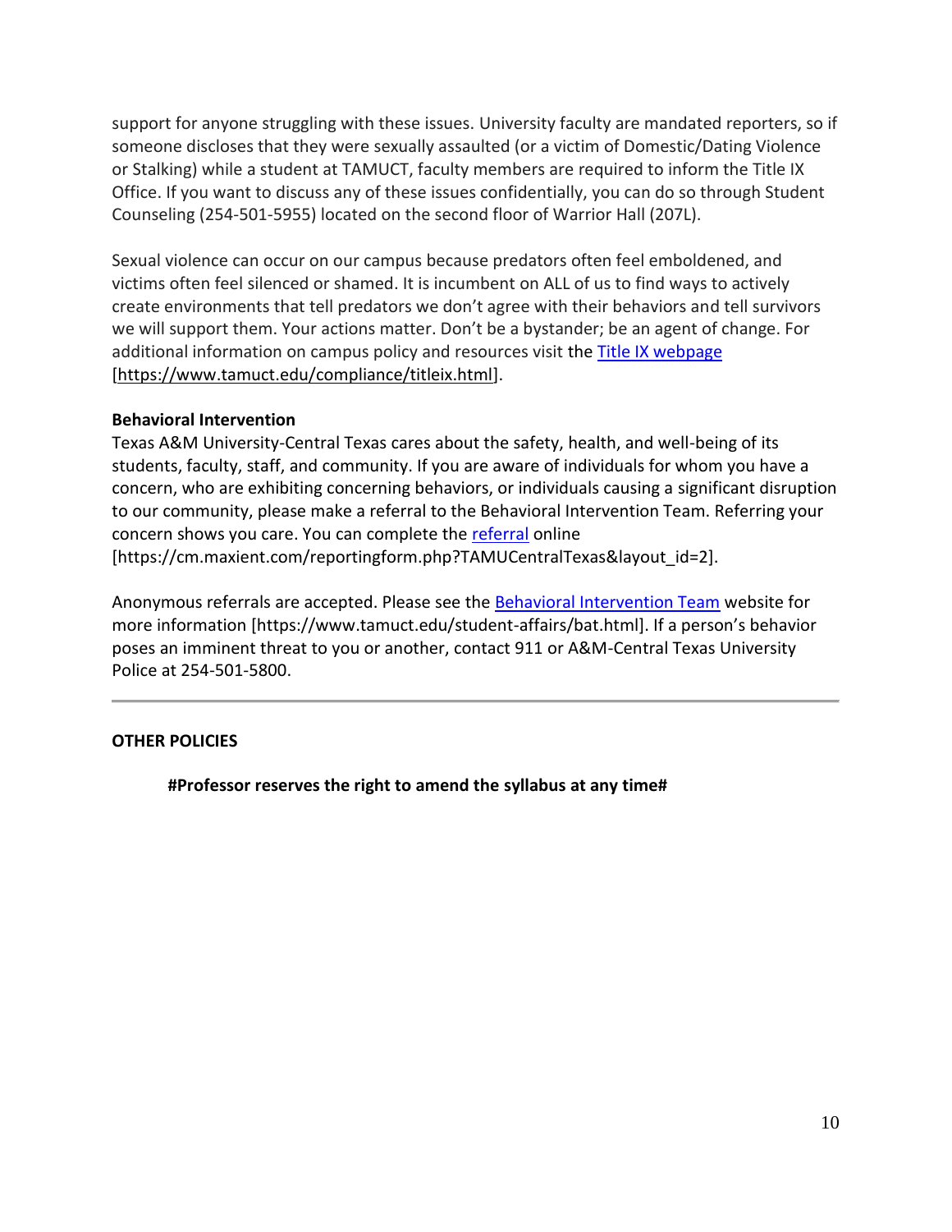support for anyone struggling with these issues. University faculty are mandated reporters, so if someone discloses that they were sexually assaulted (or a victim of Domestic/Dating Violence or Stalking) while a student at TAMUCT, faculty members are required to inform the Title IX Office. If you want to discuss any of these issues confidentially, you can do so through Student Counseling (254-501-5955) located on the second floor of Warrior Hall (207L).

Sexual violence can occur on our campus because predators often feel emboldened, and victims often feel silenced or shamed. It is incumbent on ALL of us to find ways to actively create environments that tell predators we don't agree with their behaviors and tell survivors we will support them. Your actions matter. Don't be a bystander; be an agent of change. For additional information on campus policy and resources visit the Title IX webpage [https://www.tamuct.edu/compliance/titleix.html].

**Behavioral Intervention**

Texas A&M University-Central Texas cares about the safety, health, and well-being of its students, faculty, staff, and community. If you are aware of individuals for whom you have a concern, who are exhibiting concerning behaviors, or individuals causing a significant disruption to our community, please make a referral to the Behavioral Intervention Team. Referring your concern shows you care. You can complete the referral online [https://cm.maxient.com/reportingform.php?TAMUCentralTexas&layout_id=2].

Anonymous referrals are accepted. Please see the Behavioral Intervention Team website for more information [https://www.tamuct.edu/student-affairs/bat.html]. If a person's behavior poses an imminent threat to you or another, contact 911 or A&M-Central Texas University Police at 254-501-5800.

---

**OTHER POLICIES**

**#Professor reserves the right to amend the syllabus at any time#**